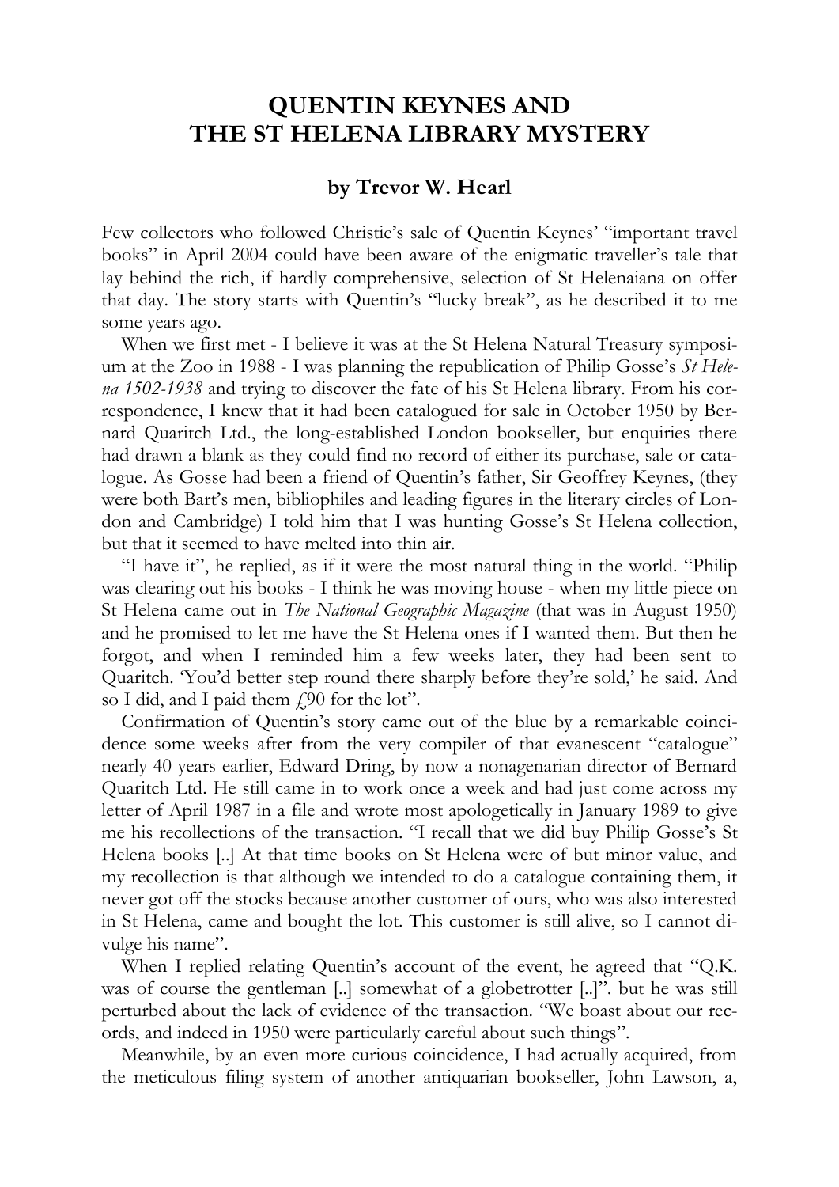# QUENTIN KEYNES AND THE ST HELENA LIBRARY MYSTERY

### by Trevor W. Hearl

Few collectors who followed Christie's sale of Quentin Keynes' "important travel books" in April 2004 could have been aware of the enigmatic traveller's tale that lay behind the rich, if hardly comprehensive, selection of St Helenaiana on offer that day. The story starts with Quentin's "lucky break", as he described it to me some years ago.

When we first met - I believe it was at the St Helena Natural Treasury symposium at the Zoo in 1988 - I was planning the republication of Philip Gosse's *St Helena 1502-1938* and trying to discover the fate of his St Helena library. From his correspondence, I knew that it had been catalogued for sale in October 1950 by Bernard Quaritch Ltd., the long-established London bookseller, but enquiries there had drawn a blank as they could find no record of either its purchase, sale or catalogue. As Gosse had been a friend of Quentin's father, Sir Geoffrey Keynes, (they were both Bart's men, bibliophiles and leading figures in the literary circles of London and Cambridge) I told him that I was hunting Gosse's St Helena collection, but that it seemed to have melted into thin air.

"I have it", he replied, as if it were the most natural thing in the world. "Philip was clearing out his books - I think he was moving house - when my little piece on St Helena came out in *The National Geographic Magazine* (that was in August 1950) and he promised to let me have the St Helena ones if I wanted them. But then he forgot, and when I reminded him a few weeks later, they had been sent to Quaritch. 'You'd better step round there sharply before they're sold,' he said. And so I did, and I paid them £90 for the lot".

Confirmation of Quentin's story came out of the blue by a remarkable coincidence some weeks after from the very compiler of that evanescent "catalogue" nearly 40 years earlier, Edward Dring, by now a nonagenarian director of Bernard Quaritch Ltd. He still came in to work once a week and had just come across my letter of April 1987 in a file and wrote most apologetically in January 1989 to give me his recollections of the transaction. "I recall that we did buy Philip Gosse's St Helena books [..] At that time books on St Helena were of but minor value, and my recollection is that although we intended to do a catalogue containing them, it never got off the stocks because another customer of ours, who was also interested in St Helena, came and bought the lot. This customer is still alive, so I cannot divulge his name".

When I replied relating Quentin's account of the event, he agreed that "Q.K. was of course the gentleman [..] somewhat of a globetrotter [..]". but he was still perturbed about the lack of evidence of the transaction. "We boast about our records, and indeed in 1950 were particularly careful about such things".

Meanwhile, by an even more curious coincidence, I had actually acquired, from the meticulous filing system of another antiquarian bookseller, John Lawson, a,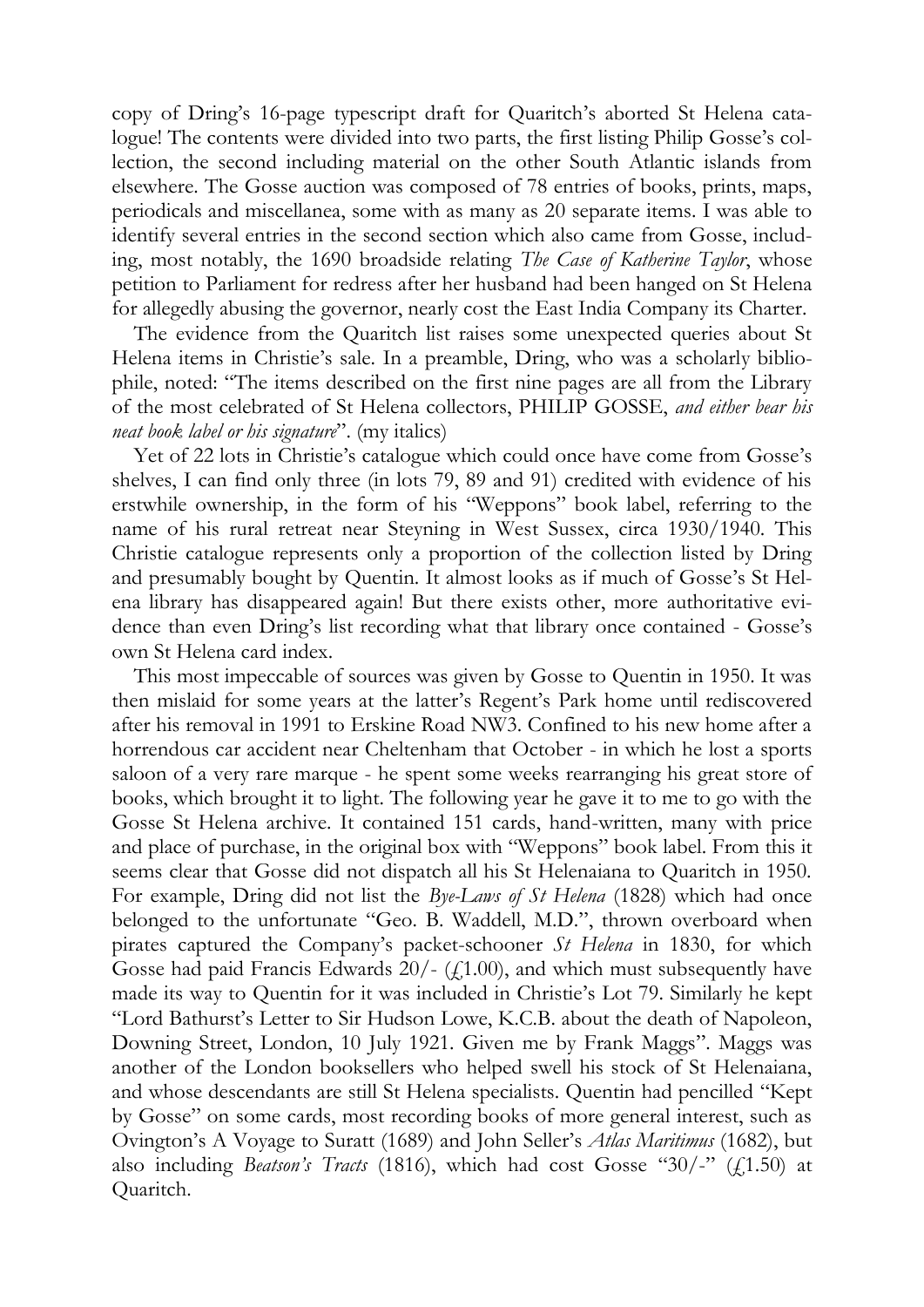copy of Dring's 16-page typescript draft for Quaritch's aborted St Helena catalogue! The contents were divided into two parts, the first listing Philip Gosse's collection, the second including material on the other South Atlantic islands from elsewhere. The Gosse auction was composed of 78 entries of books, prints, maps, periodicals and miscellanea, some with as many as 20 separate items. I was able to identify several entries in the second section which also came from Gosse, including, most notably, the 1690 broadside relating *The Case of Katherine Taylor*, whose petition to Parliament for redress after her husband had been hanged on St Helena for allegedly abusing the governor, nearly cost the East India Company its Charter.

The evidence from the Quaritch list raises some unexpected queries about St Helena items in Christie's sale. In a preamble, Dring, who was a scholarly bibliophile, noted: "The items described on the first nine pages are all from the Library of the most celebrated of St Helena collectors, PHILIP GOSSE, *and either bear his neat book label or his signature*". (my italics)

Yet of 22 lots in Christie's catalogue which could once have come from Gosse's shelves, I can find only three (in lots 79, 89 and 91) credited with evidence of his erstwhile ownership, in the form of his "Weppons" book label, referring to the name of his rural retreat near Steyning in West Sussex, circa 1930/1940. This Christie catalogue represents only a proportion of the collection listed by Dring and presumably bought by Quentin. It almost looks as if much of Gosse's St Helena library has disappeared again! But there exists other, more authoritative evidence than even Dring's list recording what that library once contained - Gosse's own St Helena card index.

This most impeccable of sources was given by Gosse to Quentin in 1950. It was then mislaid for some years at the latter's Regent's Park home until rediscovered after his removal in 1991 to Erskine Road NW3. Confined to his new home after a horrendous car accident near Cheltenham that October - in which he lost a sports saloon of a very rare marque - he spent some weeks rearranging his great store of books, which brought it to light. The following year he gave it to me to go with the Gosse St Helena archive. It contained 151 cards, hand-written, many with price and place of purchase, in the original box with "Weppons" book label. From this it seems clear that Gosse did not dispatch all his St Helenaiana to Quaritch in 1950. For example, Dring did not list the *Bye-Laws of St Helena* (1828) which had once belonged to the unfortunate "Geo. B. Waddell, M.D.", thrown overboard when pirates captured the Company's packet-schooner *St Helena* in 1830, for which Gosse had paid Francis Edwards 20/- (£1.00), and which must subsequently have made its way to Quentin for it was included in Christie's Lot 79. Similarly he kept "Lord Bathurst's Letter to Sir Hudson Lowe, K.C.B. about the death of Napoleon, Downing Street, London, 10 July 1921. Given me by Frank Maggs". Maggs was another of the London booksellers who helped swell his stock of St Helenaiana, and whose descendants are still St Helena specialists. Quentin had pencilled "Kept by Gosse" on some cards, most recording books of more general interest, such as Ovington's A Voyage to Suratt (1689) and John Seller's *Atlas Maritimus* (1682), but also including *Beatson's Tracts* (1816), which had cost Gosse "30/-" (£1.50) at Quaritch.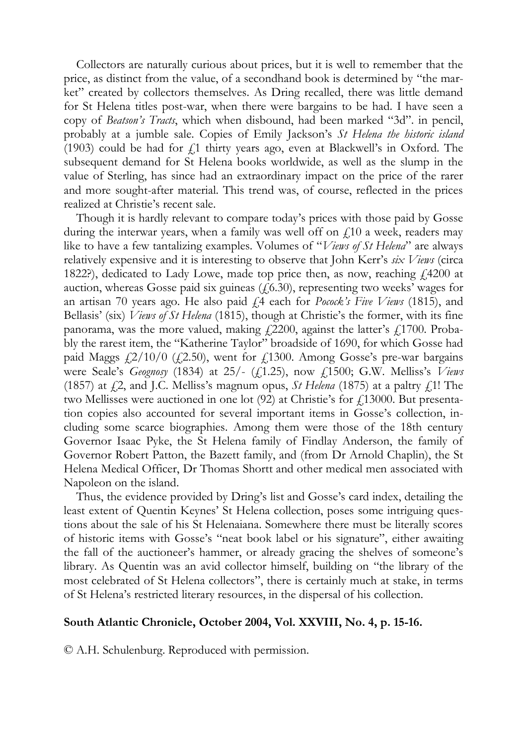Collectors are naturally curious about prices, but it is well to remember that the price, as distinct from the value, of a secondhand book is determined by "the market" created by collectors themselves. As Dring recalled, there was little demand for St Helena titles post-war, when there were bargains to be had. I have seen a copy of *Beatson's Tracts*, which when disbound, had been marked "3d". in pencil, probably at a jumble sale. Copies of Emily Jackson's *St Helena the historic island* (1903) could be had for £1 thirty years ago, even at Blackwell's in Oxford. The subsequent demand for St Helena books worldwide, as well as the slump in the value of Sterling, has since had an extraordinary impact on the price of the rarer and more sought-after material. This trend was, of course, reflected in the prices realized at Christie's recent sale.

Though it is hardly relevant to compare today's prices with those paid by Gosse during the interwar years, when a family was well off on £10 a week, readers may like to have a few tantalizing examples. Volumes of "*Views of St Helena*" are always relatively expensive and it is interesting to observe that John Kerr's *six Views* (circa 1822?), dedicated to Lady Lowe, made top price then, as now, reaching £4200 at auction, whereas Gosse paid six guineas (£6.30), representing two weeks' wages for an artisan 70 years ago. He also paid £4 each for *Pocock's Five Views* (1815), and Bellasis' (six) *Views of St Helena* (1815), though at Christie's the former, with its fine panorama, was the more valued, making £2200, against the latter's £1700. Probably the rarest item, the "Katherine Taylor" broadside of 1690, for which Gosse had paid Maggs £2/10/0 (£2.50), went for £1300. Among Gosse's pre-war bargains were Seale's *Geognosy* (1834) at 25/- (£1.25), now £1500; G.W. Melliss's *Views* (1857) at £2, and J.C. Melliss's magnum opus, *St Helena* (1875) at a paltry £1! The two Mellisses were auctioned in one lot (92) at Christie's for £13000. But presentation copies also accounted for several important items in Gosse's collection, including some scarce biographies. Among them were those of the 18th century Governor Isaac Pyke, the St Helena family of Findlay Anderson, the family of Governor Robert Patton, the Bazett family, and (from Dr Arnold Chaplin), the St Helena Medical Officer, Dr Thomas Shortt and other medical men associated with Napoleon on the island.

Thus, the evidence provided by Dring's list and Gosse's card index, detailing the least extent of Quentin Keynes' St Helena collection, poses some intriguing questions about the sale of his St Helenaiana. Somewhere there must be literally scores of historic items with Gosse's "neat book label or his signature", either awaiting the fall of the auctioneer's hammer, or already gracing the shelves of someone's library. As Quentin was an avid collector himself, building on "the library of the most celebrated of St Helena collectors", there is certainly much at stake, in terms of St Helena's restricted literary resources, in the dispersal of his collection.

**South Atlantic Chronicle, October 2004, Vol. XXVIII, No. 4, p. 15-16.**

© A.H. Schulenburg. Reproduced with permission.